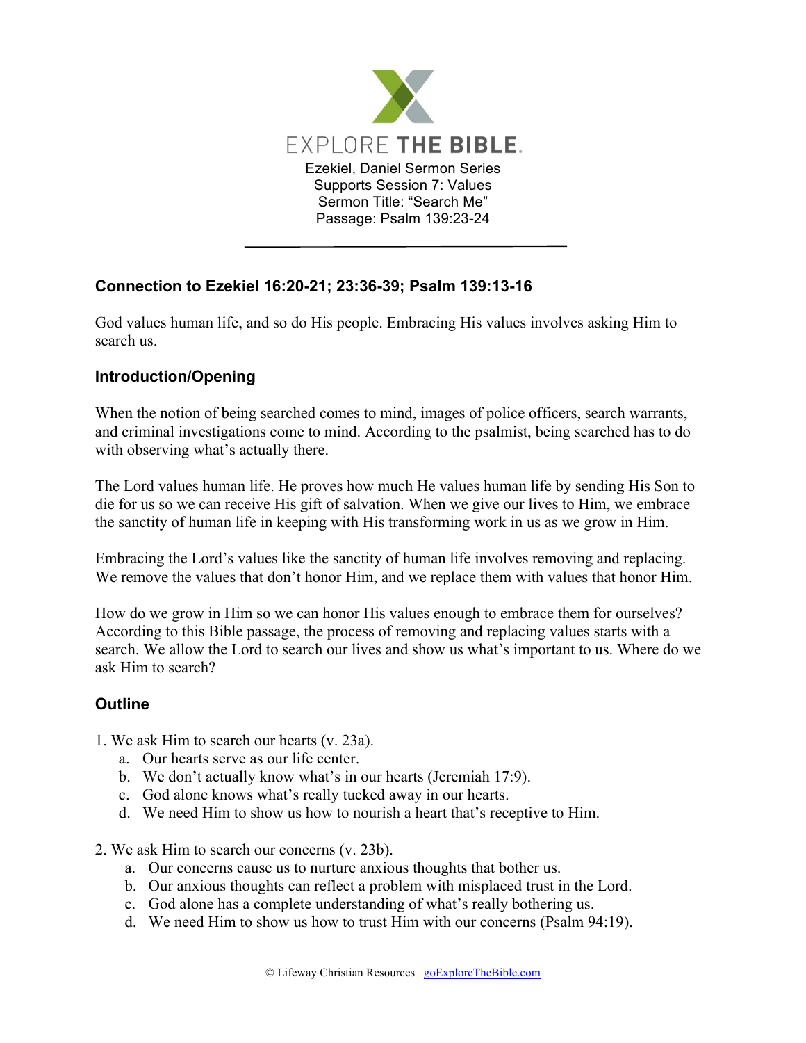# EXPLORE THE BIBLE

Ezekiel, Daniel Sermon Series
Supports Session 7: Values
Sermon Title: "Search Me"
Passage: Psalm 139:23-24

---

### Connection to Ezekiel 16:20-21; 23:36-39; Psalm 139:13-16

God values human life, and so do His people. Embracing His values involves asking Him to search us.

### Introduction/Opening

When the notion of being searched comes to mind, images of police officers, search warrants, and criminal investigations come to mind. According to the psalmist, being searched has to do with observing what's actually there.

The Lord values human life. He proves how much He values human life by sending His Son to die for us so we can receive His gift of salvation. When we give our lives to Him, we embrace the sanctity of human life in keeping with His transforming work in us as we grow in Him.

Embracing the Lord's values like the sanctity of human life involves removing and replacing. We remove the values that don't honor Him, and we replace them with values that honor Him.

How do we grow in Him so we can honor His values enough to embrace them for ourselves? According to this Bible passage, the process of removing and replacing values starts with a search. We allow the Lord to search our lives and show us what's important to us. Where do we ask Him to search?

### Outline

1. We ask Him to search our hearts (v. 23a).
   a. Our hearts serve as our life center.
   b. We don't actually know what's in our hearts (Jeremiah 17:9).
   c. God alone knows what's really tucked away in our hearts.
   d. We need Him to show us how to nourish a heart that's receptive to Him.

2. We ask Him to search our concerns (v. 23b).
   a. Our concerns cause us to nurture anxious thoughts that bother us.
   b. Our anxious thoughts can reflect a problem with misplaced trust in the Lord.
   c. God alone has a complete understanding of what's really bothering us.
   d. We need Him to show us how to trust Him with our concerns (Psalm 94:19).

© Lifeway Christian Resources goExploreTheBible.com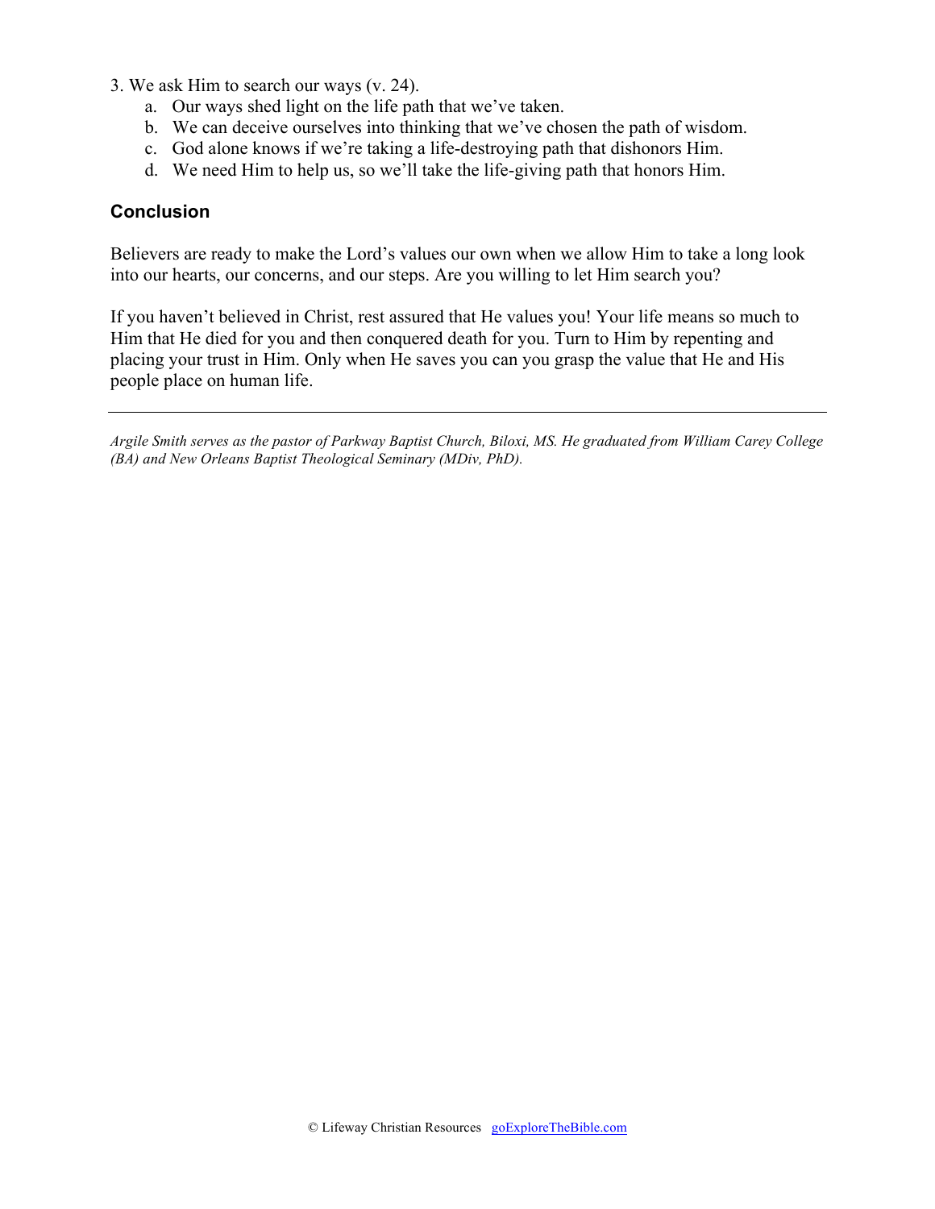3. We ask Him to search our ways (v. 24).
    a. Our ways shed light on the life path that we've taken.
    b. We can deceive ourselves into thinking that we've chosen the path of wisdom.
    c. God alone knows if we're taking a life-destroying path that dishonors Him.
    d. We need Him to help us, so we'll take the life-giving path that honors Him.

## Conclusion

Believers are ready to make the Lord's values our own when we allow Him to take a long look into our hearts, our concerns, and our steps. Are you willing to let Him search you?

If you haven't believed in Christ, rest assured that He values you! Your life means so much to Him that He died for you and then conquered death for you. Turn to Him by repenting and placing your trust in Him. Only when He saves you can you grasp the value that He and His people place on human life.

---

*Argile Smith serves as the pastor of Parkway Baptist Church, Biloxi, MS. He graduated from William Carey College (BA) and New Orleans Baptist Theological Seminary (MDiv, PhD).*

© Lifeway Christian Resources goExploreTheBible.com